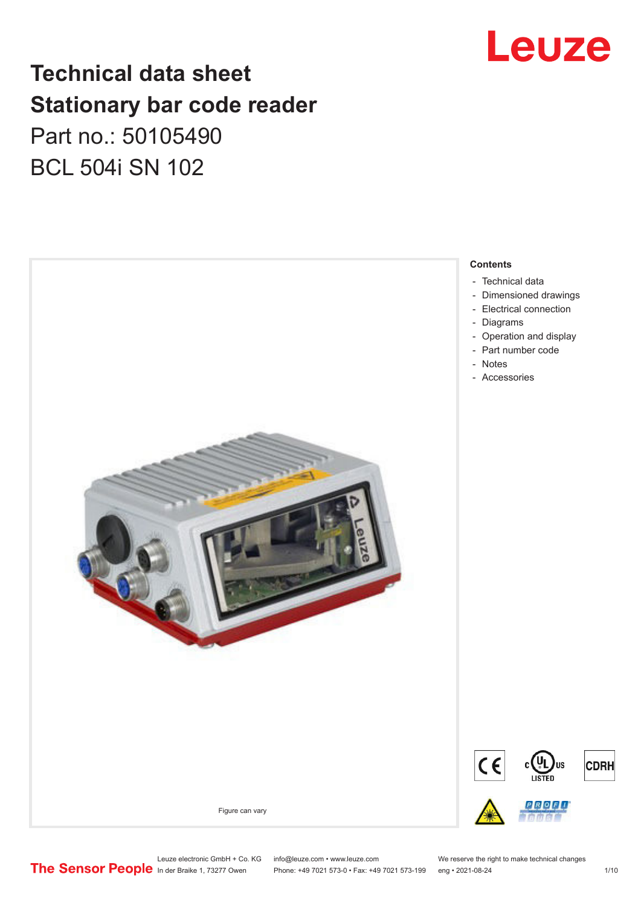# Technical data sheet
# Stationary bar code reader

Part no.: 50105490

BCL 504i SN 102

Figure can vary

**Contents**

- Technical data
- Dimensioned drawings
- Electrical connection
- Diagrams
- Operation and display
- Part number code
- Notes
- Accessories

Leuze electronic GmbH + Co. KG
In der Braike 1, 73277 Owen

info@leuze.com • www.leuze.com
Phone: +49 7021 573-0 • Fax: +49 7021 573-199

We reserve the right to make technical changes
eng • 2021-08-24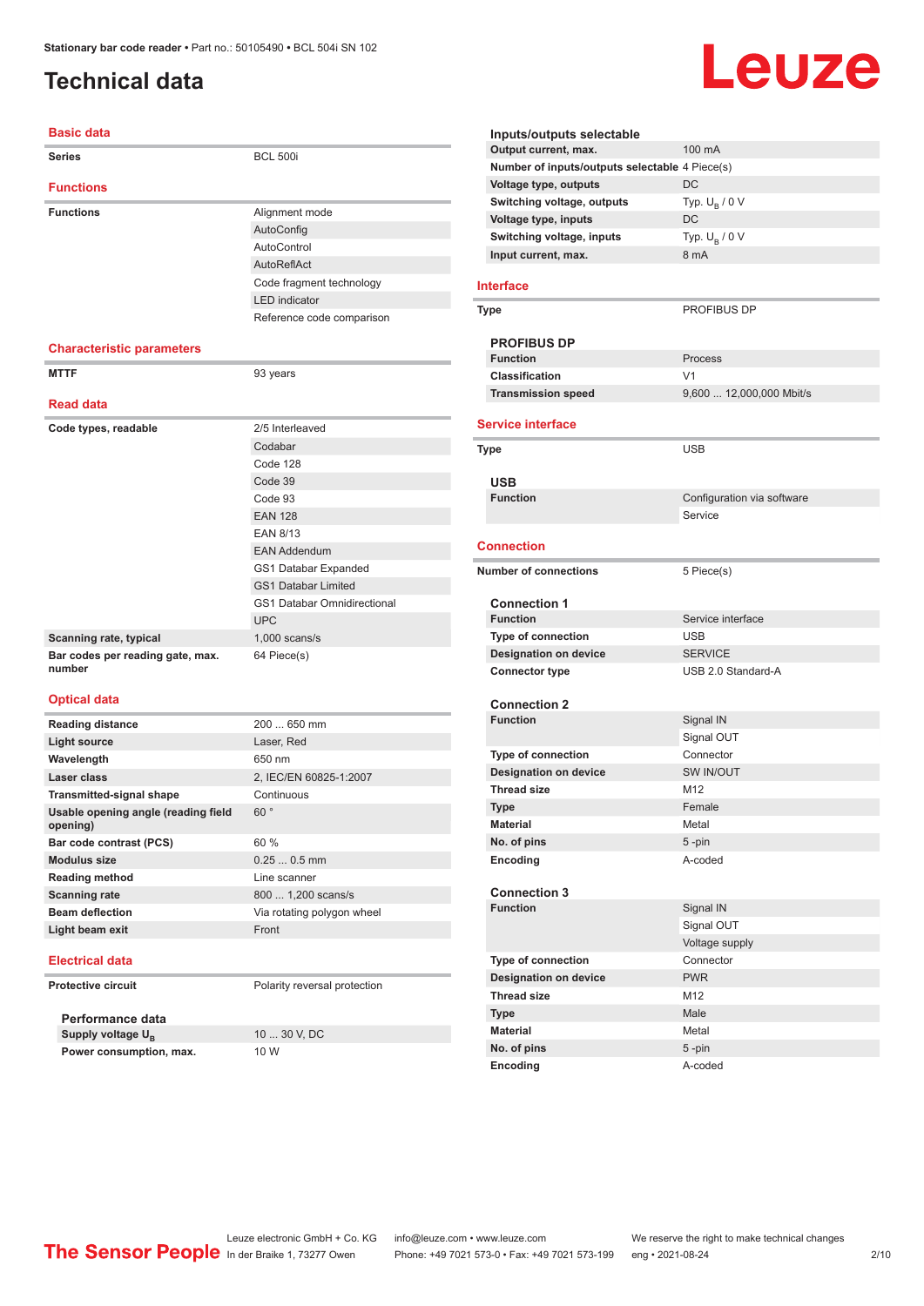# Technical data

## Basic data

| | |
|---|---|
| **Series** | BCL 500i |

## Functions

| | |
|---|---|
| **Functions** | Alignment mode |
| | AutoConfig |
| | AutoControl |
| | AutoReflAct |
| | Code fragment technology |
| | LED indicator |
| | Reference code comparison |

## Characteristic parameters

| | |
|---|---|
| **MTTF** | 93 years |

## Read data

| | |
|---|---|
| **Code types, readable** | 2/5 Interleaved |
| | Codabar |
| | Code 128 |
| | Code 39 |
| | Code 93 |
| | EAN 128 |
| | EAN 8/13 |
| | EAN Addendum |
| | GS1 Databar Expanded |
| | GS1 Databar Limited |
| | GS1 Databar Omnidirectional |
| | UPC |
| **Scanning rate, typical** | 1,000 scans/s |
| **Bar codes per reading gate, max. number** | 64 Piece(s) |

## Optical data

| | |
|---|---|
| **Reading distance** | 200 ... 650 mm |
| **Light source** | Laser, Red |
| **Wavelength** | 650 nm |
| **Laser class** | 2, IEC/EN 60825-1:2007 |
| **Transmitted-signal shape** | Continuous |
| **Usable opening angle (reading field opening)** | 60 ° |
| **Bar code contrast (PCS)** | 60 % |
| **Modulus size** | 0.25 ... 0.5 mm |
| **Reading method** | Line scanner |
| **Scanning rate** | 800 ... 1,200 scans/s |
| **Beam deflection** | Via rotating polygon wheel |
| **Light beam exit** | Front |

## Electrical data

| | |
|---|---|
| **Protective circuit** | Polarity reversal protection |

### Performance data

| | |
|---|---|
| **Supply voltage $U_B$** | 10 ... 30 V, DC |
| **Power consumption, max.** | 10 W |

### Inputs/outputs selectable

| | |
|---|---|
| **Output current, max.** | 100 mA |
| **Number of inputs/outputs selectable** | 4 Piece(s) |
| **Voltage type, outputs** | DC |
| **Switching voltage, outputs** | Typ. $U_B$ / 0 V |
| **Voltage type, inputs** | DC |
| **Switching voltage, inputs** | Typ. $U_B$ / 0 V |
| **Input current, max.** | 8 mA |

## Interface

| | |
|---|---|
| **Type** | PROFIBUS DP |

### PROFIBUS DP

| | |
|---|---|
| **Function** | Process |
| **Classification** | V1 |
| **Transmission speed** | 9,600 ... 12,000,000 Mbit/s |

## Service interface

| | |
|---|---|
| **Type** | USB |

### USB

| | |
|---|---|
| **Function** | Configuration via software |
| | Service |

## Connection

| | |
|---|---|
| **Number of connections** | 5 Piece(s) |

### Connection 1

| | |
|---|---|
| **Function** | Service interface |
| **Type of connection** | USB |
| **Designation on device** | SERVICE |
| **Connector type** | USB 2.0 Standard-A |

### Connection 2

| | |
|---|---|
| **Function** | Signal IN |
| | Signal OUT |
| **Type of connection** | Connector |
| **Designation on device** | SW IN/OUT |
| **Thread size** | M12 |
| **Type** | Female |
| **Material** | Metal |
| **No. of pins** | 5 -pin |
| **Encoding** | A-coded |

### Connection 3

| | |
|---|---|
| **Function** | Signal IN |
| | Signal OUT |
| | Voltage supply |
| **Type of connection** | Connector |
| **Designation on device** | PWR |
| **Thread size** | M12 |
| **Type** | Male |
| **Material** | Metal |
| **No. of pins** | 5 -pin |
| **Encoding** | A-coded |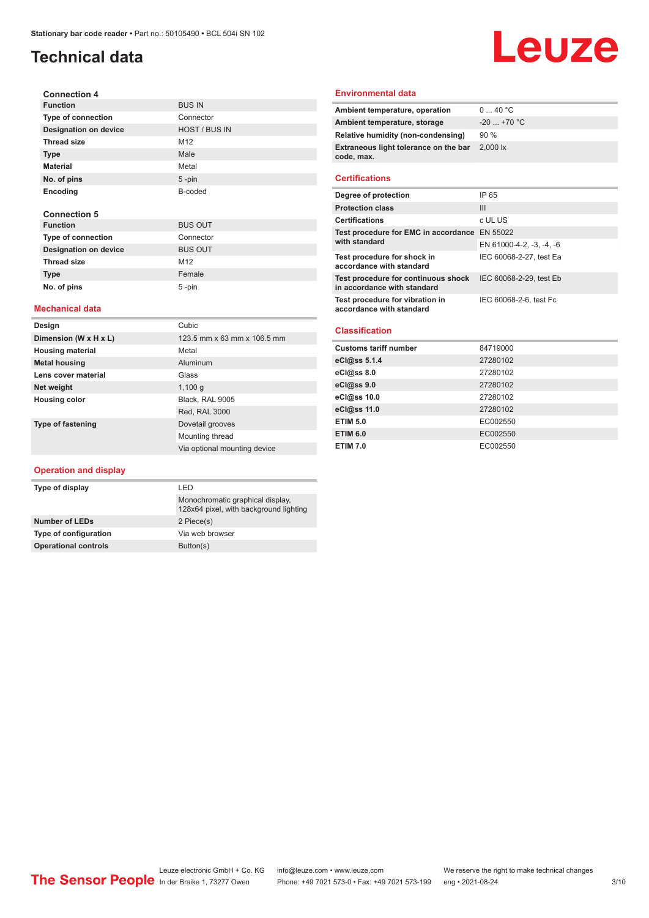## Technical data

### Connection 4

| | |
|---|---|
| **Function** | BUS IN |
| **Type of connection** | Connector |
| **Designation on device** | HOST / BUS IN |
| **Thread size** | M12 |
| **Type** | Male |
| **Material** | Metal |
| **No. of pins** | 5 -pin |
| **Encoding** | B-coded |

### Connection 5

| | |
|---|---|
| **Function** | BUS OUT |
| **Type of connection** | Connector |
| **Designation on device** | BUS OUT |
| **Thread size** | M12 |
| **Type** | Female |
| **No. of pins** | 5 -pin |

## Mechanical data

| | |
|---|---|
| **Design** | Cubic |
| **Dimension (W x H x L)** | 123.5 mm x 63 mm x 106.5 mm |
| **Housing material** | Metal |
| **Metal housing** | Aluminum |
| **Lens cover material** | Glass |
| **Net weight** | 1,100 g |
| **Housing color** | Black, RAL 9005 |
| | Red, RAL 3000 |
| **Type of fastening** | Dovetail grooves |
| | Mounting thread |
| | Via optional mounting device |

## Operation and display

| | |
|---|---|
| **Type of display** | LED |
| | Monochromatic graphical display, 128x64 pixel, with background lighting |
| **Number of LEDs** | 2 Piece(s) |
| **Type of configuration** | Via web browser |
| **Operational controls** | Button(s) |

## Environmental data

| | |
|---|---|
| **Ambient temperature, operation** | 0 ... 40 °C |
| **Ambient temperature, storage** | -20 ... +70 °C |
| **Relative humidity (non-condensing)** | 90 % |
| **Extraneous light tolerance on the bar code, max.** | 2,000 lx |

## Certifications

| | |
|---|---|
| **Degree of protection** | IP 65 |
| **Protection class** | III |
| **Certifications** | c UL US |
| **Test procedure for EMC in accordance with standard** | EN 55022 |
| | EN 61000-4-2, -3, -4, -6 |
| **Test procedure for shock in accordance with standard** | IEC 60068-2-27, test Ea |
| **Test procedure for continuous shock in accordance with standard** | IEC 60068-2-29, test Eb |
| **Test procedure for vibration in accordance with standard** | IEC 60068-2-6, test Fc |

## Classification

| | |
|---|---|
| **Customs tariff number** | 84719000 |
| **eCl@ss 5.1.4** | 27280102 |
| **eCl@ss 8.0** | 27280102 |
| **eCl@ss 9.0** | 27280102 |
| **eCl@ss 10.0** | 27280102 |
| **eCl@ss 11.0** | 27280102 |
| **ETIM 5.0** | EC002550 |
| **ETIM 6.0** | EC002550 |
| **ETIM 7.0** | EC002550 |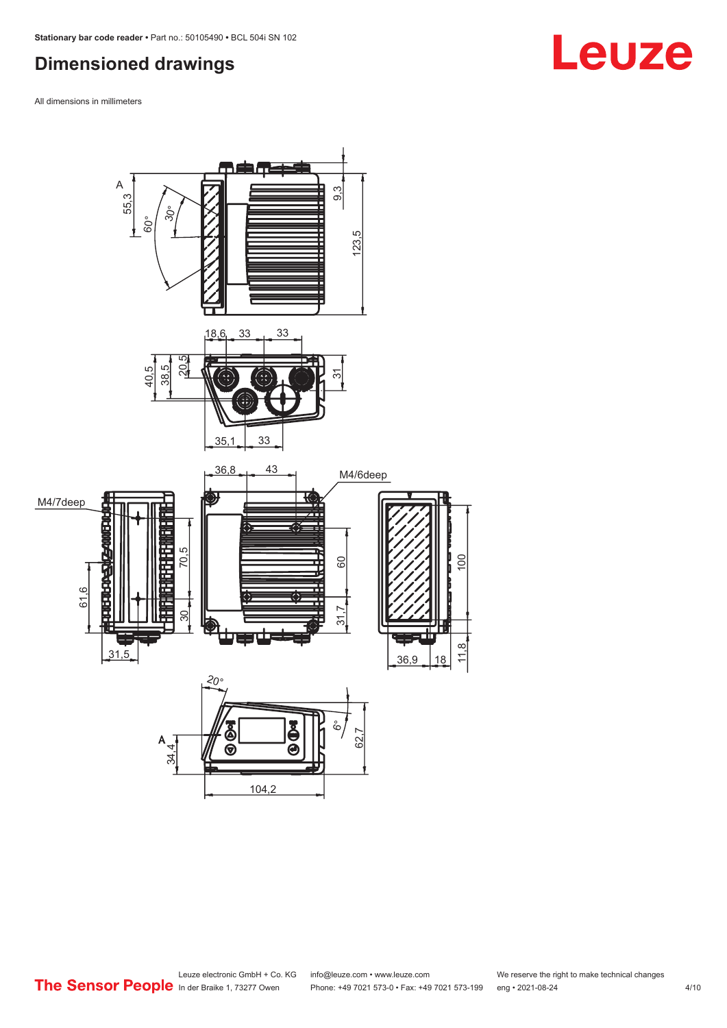## Dimensioned drawings

All dimensions in millimeters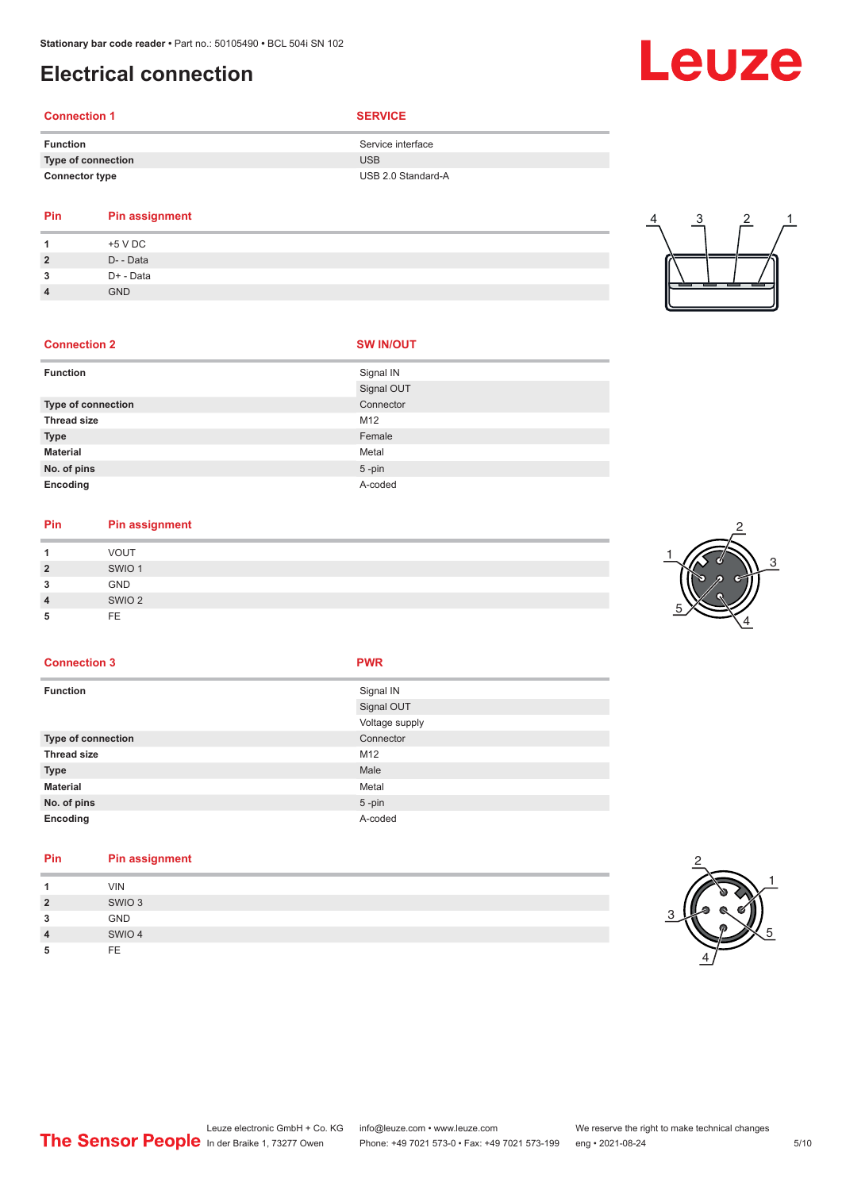# Electrical connection

| Connection 1 | SERVICE |
|---|---|
| Function | Service interface |
| Type of connection | USB |
| Connector type | USB 2.0 Standard-A |

| Pin | Pin assignment |
|---|---|
| 1 | +5 V DC |
| 2 | D- - Data |
| 3 | D+ - Data |
| 4 | GND |

| Connection 2 | SW IN/OUT |
|---|---|
| Function | Signal IN |
| | Signal OUT |
| Type of connection | Connector |
| Thread size | M12 |
| Type | Female |
| Material | Metal |
| No. of pins | 5 -pin |
| Encoding | A-coded |

| Pin | Pin assignment |
|---|---|
| 1 | VOUT |
| 2 | SWIO 1 |
| 3 | GND |
| 4 | SWIO 2 |
| 5 | FE |

| Connection 3 | PWR |
|---|---|
| Function | Signal IN |
| | Signal OUT |
| | Voltage supply |
| Type of connection | Connector |
| Thread size | M12 |
| Type | Male |
| Material | Metal |
| No. of pins | 5 -pin |
| Encoding | A-coded |

| Pin | Pin assignment |
|---|---|
| 1 | VIN |
| 2 | SWIO 3 |
| 3 | GND |
| 4 | SWIO 4 |
| 5 | FE |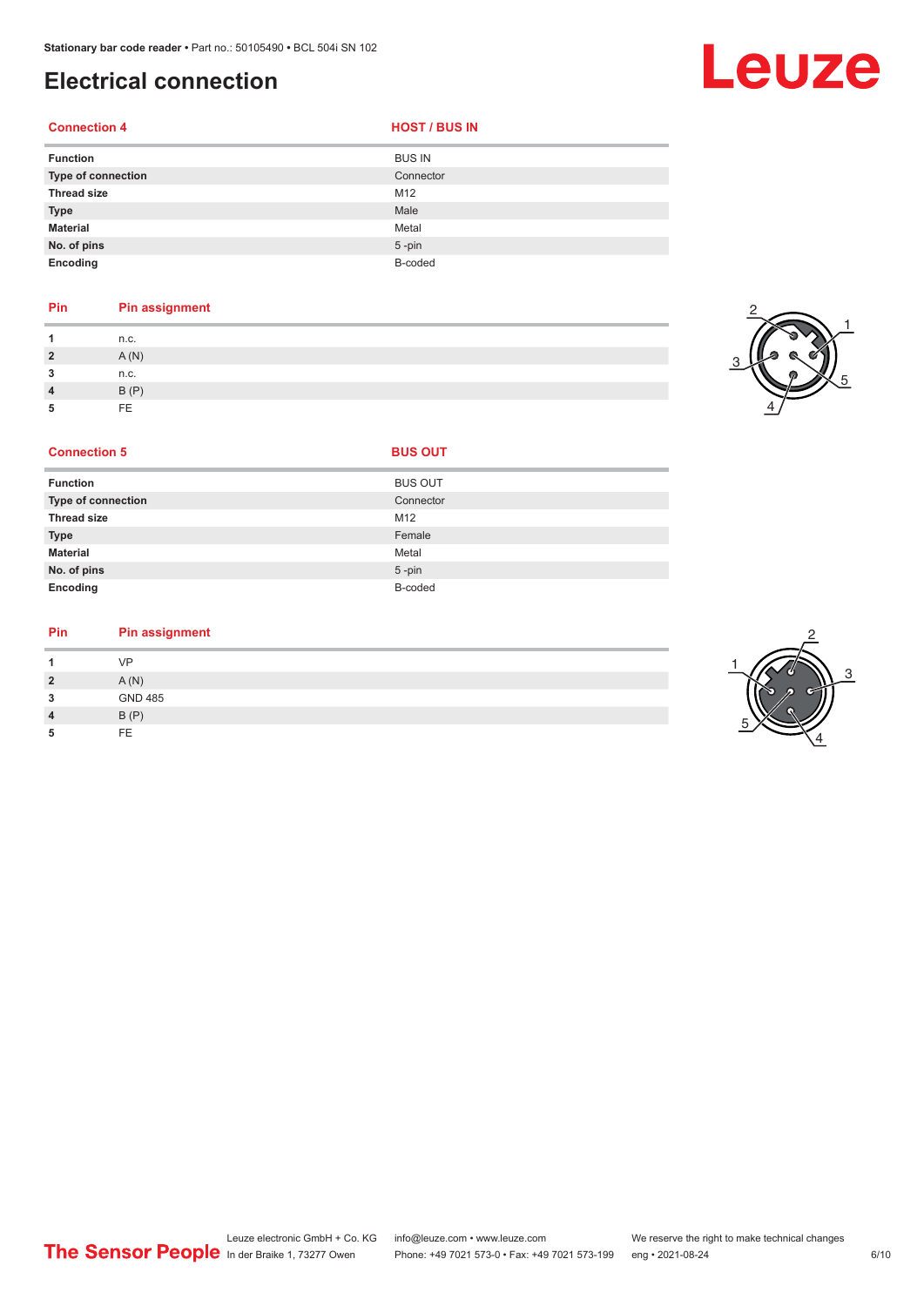# Electrical connection

| Connection 4 | HOST / BUS IN |
|---|---|
| Function | BUS IN |
| Type of connection | Connector |
| Thread size | M12 |
| Type | Male |
| Material | Metal |
| No. of pins | 5 -pin |
| Encoding | B-coded |

| Pin | Pin assignment |
|---|---|
| 1 | n.c. |
| 2 | A (N) |
| 3 | n.c. |
| 4 | B (P) |
| 5 | FE |

| Connection 5 | BUS OUT |
|---|---|
| Function | BUS OUT |
| Type of connection | Connector |
| Thread size | M12 |
| Type | Female |
| Material | Metal |
| No. of pins | 5 -pin |
| Encoding | B-coded |

| Pin | Pin assignment |
|---|---|
| 1 | VP |
| 2 | A (N) |
| 3 | GND 485 |
| 4 | B (P) |
| 5 | FE |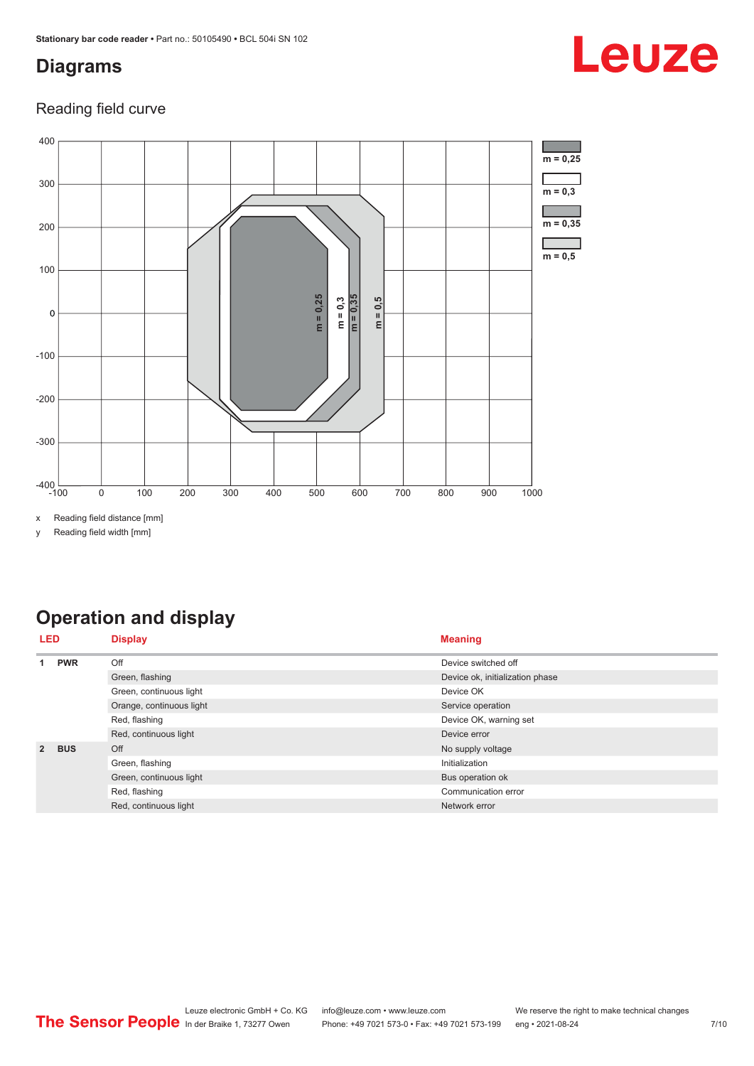## Diagrams

### Reading field curve

x Reading field distance [mm]

y Reading field width [mm]

## Operation and display

| LED | | Display | Meaning |
|---|---|---|---|
| 1 | PWR | Off | Device switched off |
| | | Green, flashing | Device ok, initialization phase |
| | | Green, continuous light | Device OK |
| | | Orange, continuous light | Service operation |
| | | Red, flashing | Device OK, warning set |
| | | Red, continuous light | Device error |
| 2 | BUS | Off | No supply voltage |
| | | Green, flashing | Initialization |
| | | Green, continuous light | Bus operation ok |
| | | Red, flashing | Communication error |
| | | Red, continuous light | Network error |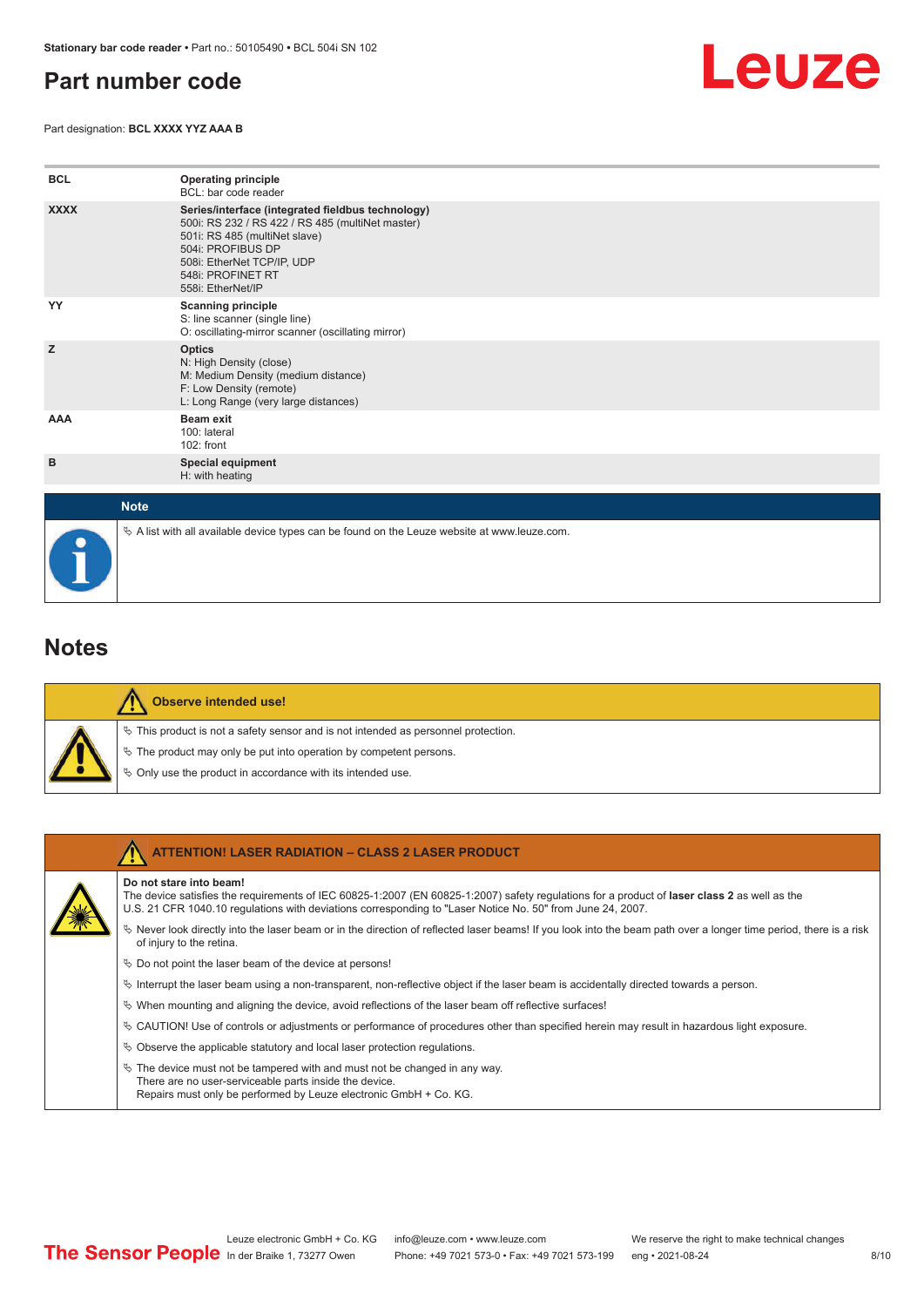# Part number code

Part designation: **BCL XXXX YYZ AAA B**

| | |
|---|---|
| **BCL** | **Operating principle**<br>BCL: bar code reader |
| **XXXX** | **Series/interface (integrated fieldbus technology)**<br>500i: RS 232 / RS 422 / RS 485 (multiNet master)<br>501i: RS 485 (multiNet slave)<br>504i: PROFIBUS DP<br>508i: EtherNet TCP/IP, UDP<br>548i: PROFINET RT<br>558i: EtherNet/IP |
| **YY** | **Scanning principle**<br>S: line scanner (single line)<br>O: oscillating-mirror scanner (oscillating mirror) |
| **Z** | **Optics**<br>N: High Density (close)<br>M: Medium Density (medium distance)<br>F: Low Density (remote)<br>L: Long Range (very large distances) |
| **AAA** | **Beam exit**<br>100: lateral<br>102: front |
| **B** | **Special equipment**<br>H: with heating |

**Note**

- A list with all available device types can be found on the Leuze website at www.leuze.com.

# Notes

**Observe intended use!**

- This product is not a safety sensor and is not intended as personnel protection.
- The product may only be put into operation by competent persons.
- Only use the product in accordance with its intended use.

**ATTENTION! LASER RADIATION – CLASS 2 LASER PRODUCT**

**Do not stare into beam!**
The device satisfies the requirements of IEC 60825-1:2007 (EN 60825-1:2007) safety regulations for a product of **laser class 2** as well as the U.S. 21 CFR 1040.10 regulations with deviations corresponding to "Laser Notice No. 50" from June 24, 2007.

- Never look directly into the laser beam or in the direction of reflected laser beams! If you look into the beam path over a longer time period, there is a risk of injury to the retina.
- Do not point the laser beam of the device at persons!
- Interrupt the laser beam using a non-transparent, non-reflective object if the laser beam is accidentally directed towards a person.
- When mounting and aligning the device, avoid reflections of the laser beam off reflective surfaces!
- CAUTION! Use of controls or adjustments or performance of procedures other than specified herein may result in hazardous light exposure.
- Observe the applicable statutory and local laser protection regulations.
- The device must not be tampered with and must not be changed in any way.
  There are no user-serviceable parts inside the device.
  Repairs must only be performed by Leuze electronic GmbH + Co. KG.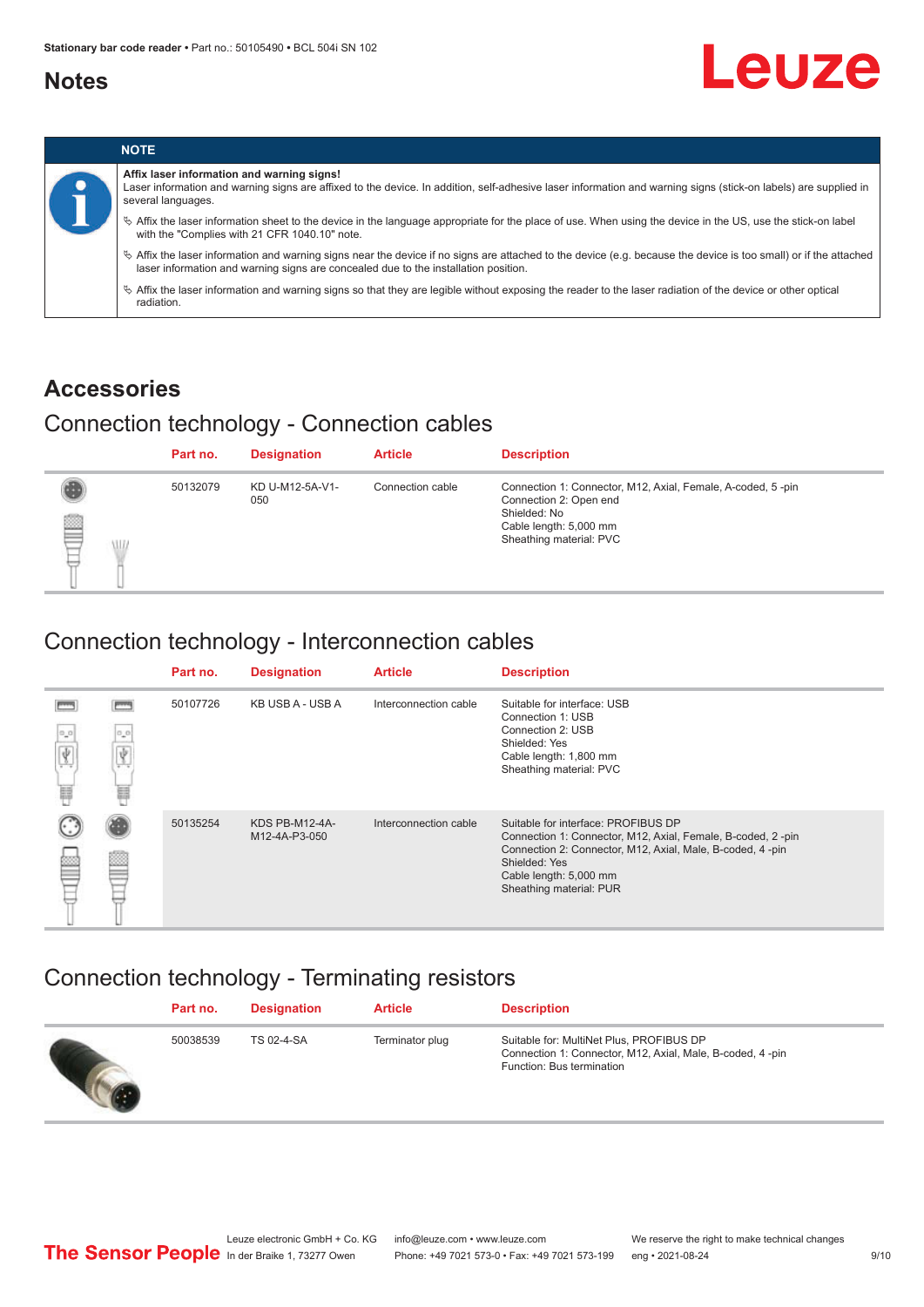## Notes

**NOTE**

**Affix laser information and warning signs!**

Laser information and warning signs are affixed to the device. In addition, self-adhesive laser information and warning signs (stick-on labels) are supplied in several languages.

- ➪ Affix the laser information sheet to the device in the language appropriate for the place of use. When using the device in the US, use the stick-on label with the "Complies with 21 CFR 1040.10" note.
- ➪ Affix the laser information and warning signs near the device if no signs are attached to the device (e.g. because the device is too small) or if the attached laser information and warning signs are concealed due to the installation position.
- ➪ Affix the laser information and warning signs so that they are legible without exposing the reader to the laser radiation of the device or other optical radiation.

## Accessories

### Connection technology - Connection cables

| Part no. | Designation | Article | Description |
|---|---|---|---|
| 50132079 | KD U-M12-5A-V1-050 | Connection cable | Connection 1: Connector, M12, Axial, Female, A-coded, 5 -pin<br>Connection 2: Open end<br>Shielded: No<br>Cable length: 5,000 mm<br>Sheathing material: PVC |

### Connection technology - Interconnection cables

| Part no. | Designation | Article | Description |
|---|---|---|---|
| 50107726 | KB USB A - USB A | Interconnection cable | Suitable for interface: USB<br>Connection 1: USB<br>Connection 2: USB<br>Shielded: Yes<br>Cable length: 1,800 mm<br>Sheathing material: PVC |
| 50135254 | KDS PB-M12-4A-M12-4A-P3-050 | Interconnection cable | Suitable for interface: PROFIBUS DP<br>Connection 1: Connector, M12, Axial, Female, B-coded, 2 -pin<br>Connection 2: Connector, M12, Axial, Male, B-coded, 4 -pin<br>Shielded: Yes<br>Cable length: 5,000 mm<br>Sheathing material: PUR |

### Connection technology - Terminating resistors

| Part no. | Designation | Article | Description |
|---|---|---|---|
| 50038539 | TS 02-4-SA | Terminator plug | Suitable for: MultiNet Plus, PROFIBUS DP<br>Connection 1: Connector, M12, Axial, Male, B-coded, 4 -pin<br>Function: Bus termination |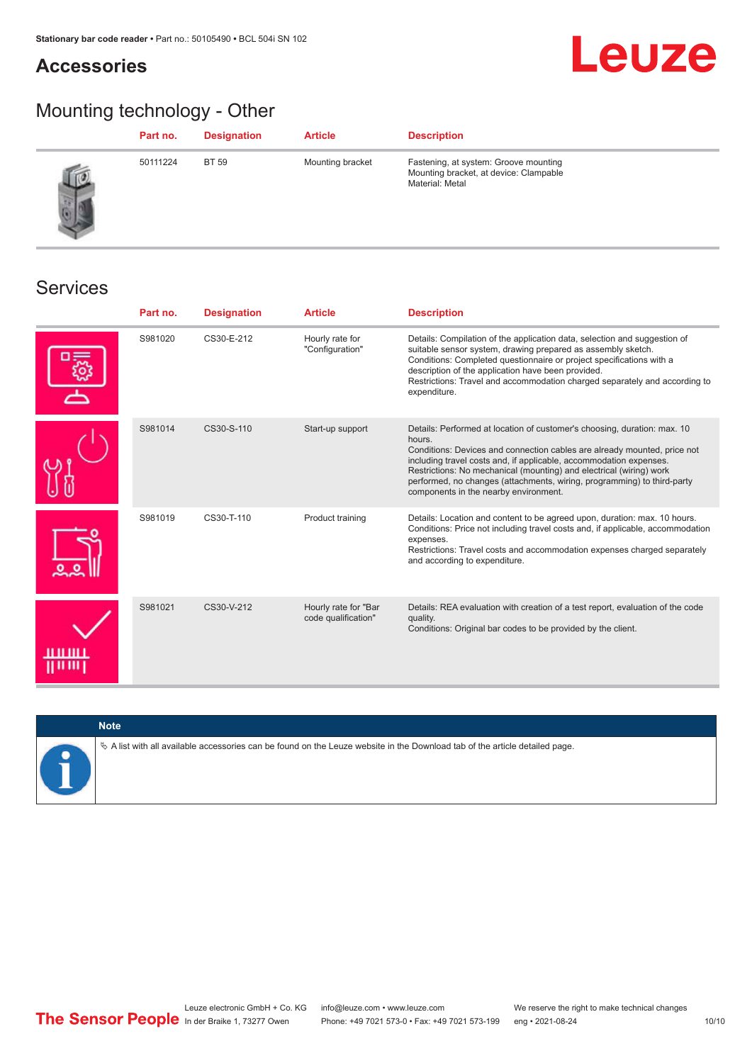## Accessories

### Mounting technology - Other

| | Part no. | Designation | Article | Description |
|---|---|---|---|---|
| | 50111224 | BT 59 | Mounting bracket | Fastening, at system: Groove mounting<br>Mounting bracket, at device: Clampable<br>Material: Metal |

### Services

| | Part no. | Designation | Article | Description |
|---|---|---|---|---|
| | S981020 | CS30-E-212 | Hourly rate for "Configuration" | Details: Compilation of the application data, selection and suggestion of suitable sensor system, drawing prepared as assembly sketch.<br>Conditions: Completed questionnaire or project specifications with a description of the application have been provided.<br>Restrictions: Travel and accommodation charged separately and according to expenditure. |
| | S981014 | CS30-S-110 | Start-up support | Details: Performed at location of customer's choosing, duration: max. 10 hours.<br>Conditions: Devices and connection cables are already mounted, price not including travel costs and, if applicable, accommodation expenses.<br>Restrictions: No mechanical (mounting) and electrical (wiring) work performed, no changes (attachments, wiring, programming) to third-party components in the nearby environment. |
| | S981019 | CS30-T-110 | Product training | Details: Location and content to be agreed upon, duration: max. 10 hours.<br>Conditions: Price not including travel costs and, if applicable, accommodation expenses.<br>Restrictions: Travel costs and accommodation expenses charged separately and according to expenditure. |
| | S981021 | CS30-V-212 | Hourly rate for "Bar code qualification" | Details: REA evaluation with creation of a test report, evaluation of the code quality.<br>Conditions: Original bar codes to be provided by the client. |

**Note**

✎ A list with all available accessories can be found on the Leuze website in the Download tab of the article detailed page.